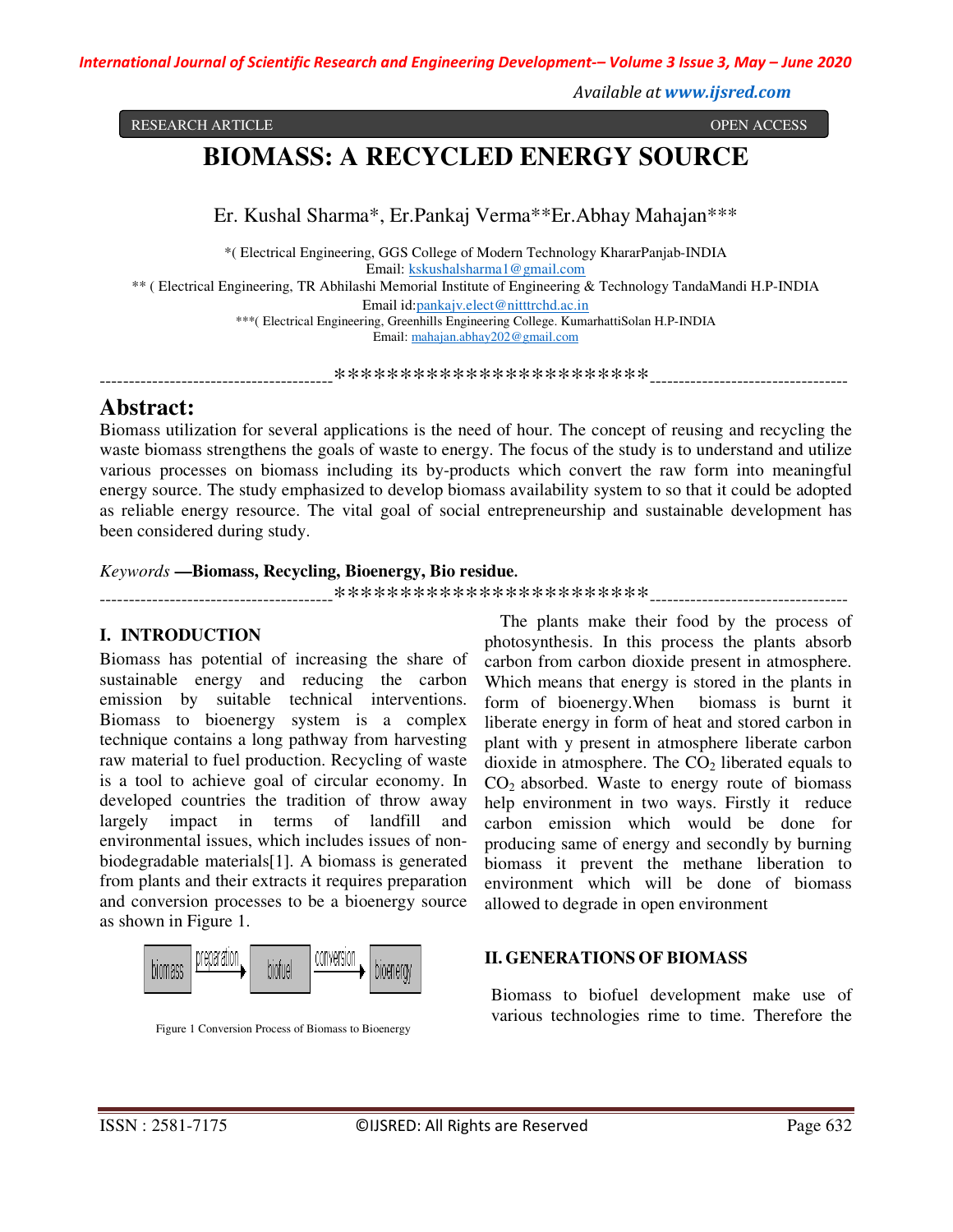RESEARCH ARTICLE OPEN ACCESS

# BIOMASS: A RECYCLED ENERGY SOURCE

Er. Kushal Sharma*, Er.Pankaj Verma**Er.Abhay Mahajan***

*( Electrical Engineering, GGS College of Modern Technology KhararPanjab-INDIA
Email: kskushalsharma1@gmail.com

** ( Electrical Engineering, TR Abhilashi Memorial Institute of Engineering & Technology TandaMandi H.P-INDIA
Email id:pankajv.elect@nitttrchd.ac.in

***( Electrical Engineering, Greenhills Engineering College. KumarhattiSolan H.P-INDIA
Email: mahajan.abhay202@gmail.com

----------------------------------------************************----------------------------------

## Abstract:

Biomass utilization for several applications is the need of hour. The concept of reusing and recycling the waste biomass strengthens the goals of waste to energy. The focus of the study is to understand and utilize various processes on biomass including its by-products which convert the raw form into meaningful energy source. The study emphasized to develop biomass availability system to so that it could be adopted as reliable energy resource. The vital goal of social entrepreneurship and sustainable development has been considered during study.

*Keywords* **—Biomass, Recycling, Bioenergy, Bio residue.**

----------------------------------------************************----------------------------------

## I. INTRODUCTION

Biomass has potential of increasing the share of sustainable energy and reducing the carbon emission by suitable technical interventions. Biomass to bioenergy system is a complex technique contains a long pathway from harvesting raw material to fuel production. Recycling of waste is a tool to achieve goal of circular economy. In developed countries the tradition of throw away largely impact in terms of landfill and environmental issues, which includes issues of non-biodegradable materials[1]. A biomass is generated from plants and their extracts it requires preparation and conversion processes to be a bioenergy source as shown in Figure 1.

biomass → preparation → biofuel → conversion → bioenergy

Figure 1 Conversion Process of Biomass to Bioenergy

The plants make their food by the process of photosynthesis. In this process the plants absorb carbon from carbon dioxide present in atmosphere. Which means that energy is stored in the plants in form of bioenergy.When biomass is burnt it liberate energy in form of heat and stored carbon in plant with y present in atmosphere liberate carbon dioxide in atmosphere. The $CO_2$ liberated equals to $CO_2$ absorbed. Waste to energy route of biomass help environment in two ways. Firstly it reduce carbon emission which would be done for producing same of energy and secondly by burning biomass it prevent the methane liberation to environment which will be done of biomass allowed to degrade in open environment

## II. GENERATIONS OF BIOMASS

Biomass to biofuel development make use of various technologies rime to time. Therefore the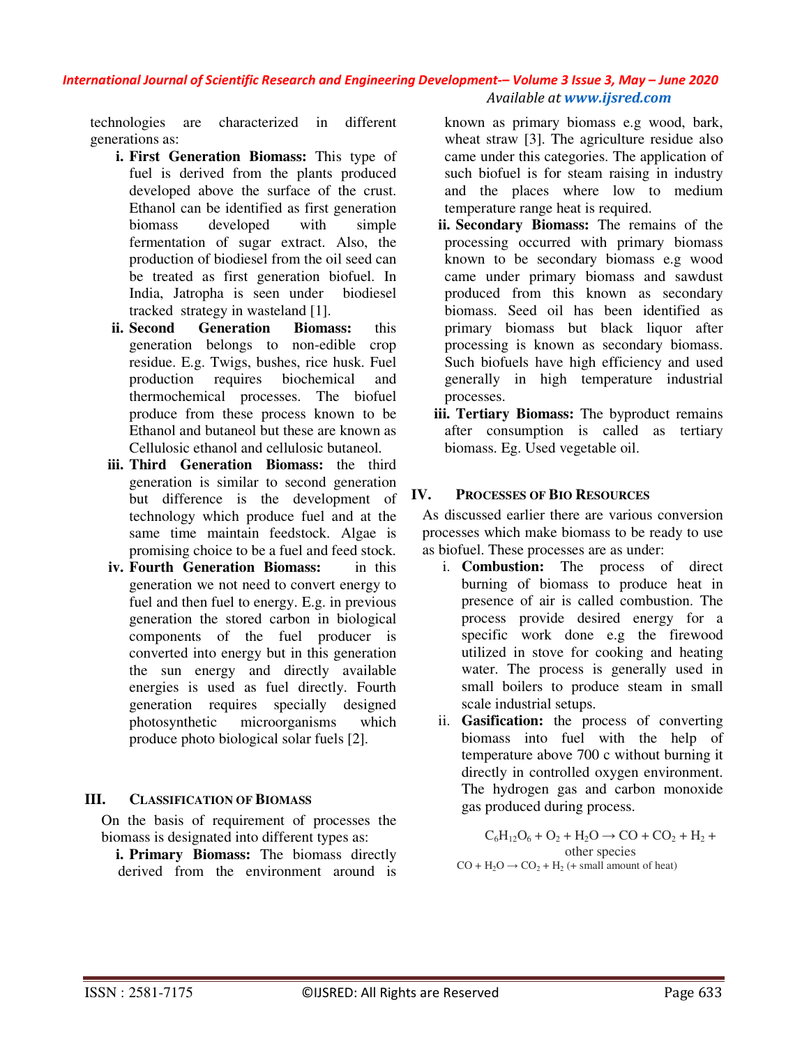technologies are characterized in different generations as:

i. **First Generation Biomass:** This type of fuel is derived from the plants produced developed above the surface of the crust. Ethanol can be identified as first generation biomass developed with simple fermentation of sugar extract. Also, the production of biodiesel from the oil seed can be treated as first generation biofuel. In India, Jatropha is seen under biodiesel tracked strategy in wasteland [1].

ii. **Second Generation Biomass:** this generation belongs to non-edible crop residue. E.g. Twigs, bushes, rice husk. Fuel production requires biochemical and thermochemical processes. The biofuel produce from these process known to be Ethanol and butaneol but these are known as Cellulosic ethanol and cellulosic butaneol.

iii. **Third Generation Biomass:** the third generation is similar to second generation but difference is the development of technology which produce fuel and at the same time maintain feedstock. Algae is promising choice to be a fuel and feed stock.

iv. **Fourth Generation Biomass:** in this generation we not need to convert energy to fuel and then fuel to energy. E.g. in previous generation the stored carbon in biological components of the fuel producer is converted into energy but in this generation the sun energy and directly available energies is used as fuel directly. Fourth generation requires specially designed photosynthetic microorganisms which produce photo biological solar fuels [2].

## III. Classification of Biomass

On the basis of requirement of processes the biomass is designated into different types as:

i. **Primary Biomass:** The biomass directly derived from the environment around is known as primary biomass e.g wood, bark, wheat straw [3]. The agriculture residue also came under this categories. The application of such biofuel is for steam raising in industry and the places where low to medium temperature range heat is required.

ii. **Secondary Biomass:** The remains of the processing occurred with primary biomass known to be secondary biomass e.g wood came under primary biomass and sawdust produced from this known as secondary biomass. Seed oil has been identified as primary biomass but black liquor after processing is known as secondary biomass. Such biofuels have high efficiency and used generally in high temperature industrial processes.

iii. **Tertiary Biomass:** The byproduct remains after consumption is called as tertiary biomass. Eg. Used vegetable oil.

## IV. Processes of Bio Resources

As discussed earlier there are various conversion processes which make biomass to be ready to use as biofuel. These processes are as under:

i. **Combustion:** The process of direct burning of biomass to produce heat in presence of air is called combustion. The process provide desired energy for a specific work done e.g the firewood utilized in stove for cooking and heating water. The process is generally used in small boilers to produce steam in small scale industrial setups.

ii. **Gasification:** the process of converting biomass into fuel with the help of temperature above 700 c without burning it directly in controlled oxygen environment. The hydrogen gas and carbon monoxide gas produced during process.

$$C_6H_{12}O_6 + O_2 + H_2O \rightarrow CO + CO_2 + H_2 + \text{other species}$$

$$CO + H_2O \rightarrow CO_2 + H_2 \text{ (+ small amount of heat)}$$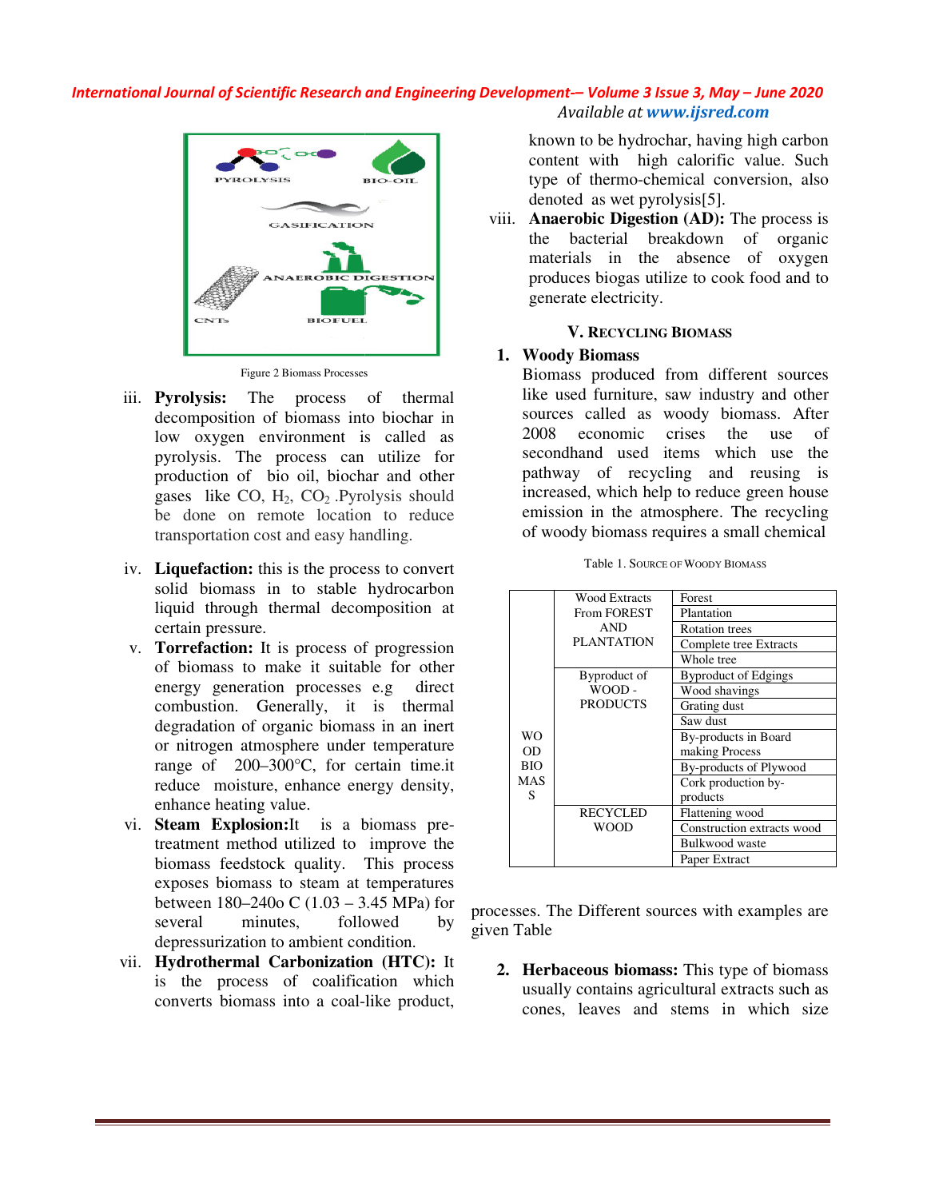Figure 2 Biomass Processes

iii. **Pyrolysis:** The process of thermal decomposition of biomass into biochar in low oxygen environment is called as pyrolysis. The process can utilize for production of bio oil, biochar and other gases like CO, $H_2$, $CO_2$ .Pyrolysis should be done on remote location to reduce transportation cost and easy handling.

iv. **Liquefaction:** this is the process to convert solid biomass in to stable hydrocarbon liquid through thermal decomposition at certain pressure.

v. **Torrefaction:** It is process of progression of biomass to make it suitable for other energy generation processes e.g direct combustion. Generally, it is thermal degradation of organic biomass in an inert or nitrogen atmosphere under temperature range of 200–300°C, for certain time.it reduce moisture, enhance energy density, enhance heating value.

vi. **Steam Explosion:**It is a biomass pre-treatment method utilized to improve the biomass feedstock quality. This process exposes biomass to steam at temperatures between 180–240o C (1.03 – 3.45 MPa) for several minutes, followed by depressurization to ambient condition.

vii. **Hydrothermal Carbonization (HTC):** It is the process of coalification which converts biomass into a coal-like product, known to be hydrochar, having high carbon content with high calorific value. Such type of thermo-chemical conversion, also denoted as wet pyrolysis[5].

viii. **Anaerobic Digestion (AD):** The process is the bacterial breakdown of organic materials in the absence of oxygen produces biogas utilize to cook food and to generate electricity.

## V. Recycling Biomass

### 1. Woody Biomass

Biomass produced from different sources like used furniture, saw industry and other sources called as woody biomass. After 2008 economic crises the use of secondhand used items which use the pathway of recycling and reusing is increased, which help to reduce green house emission in the atmosphere. The recycling of woody biomass requires a small chemical processes. The Different sources with examples are given Table

Table 1. Source of Woody Biomass

| | | |
|---|---|---|
| WOOD BIOMASS | Wood Extracts From FOREST AND PLANTATION | Forest |
| | | Plantation |
| | | Rotation trees |
| | | Complete tree Extracts |
| | | Whole tree |
| | Byproduct of WOOD - PRODUCTS | Byproduct of Edgings |
| | | Wood shavings |
| | | Grating dust |
| | | Saw dust |
| | | By-products in Board making Process |
| | | By-products of Plywood |
| | | Cork production by-products |
| | RECYCLED WOOD | Flattening wood |
| | | Construction extracts wood |
| | | Bulkwood waste |
| | | Paper Extract |

### 2. Herbaceous biomass:

**Herbaceous biomass:** This type of biomass usually contains agricultural extracts such as cones, leaves and stems in which size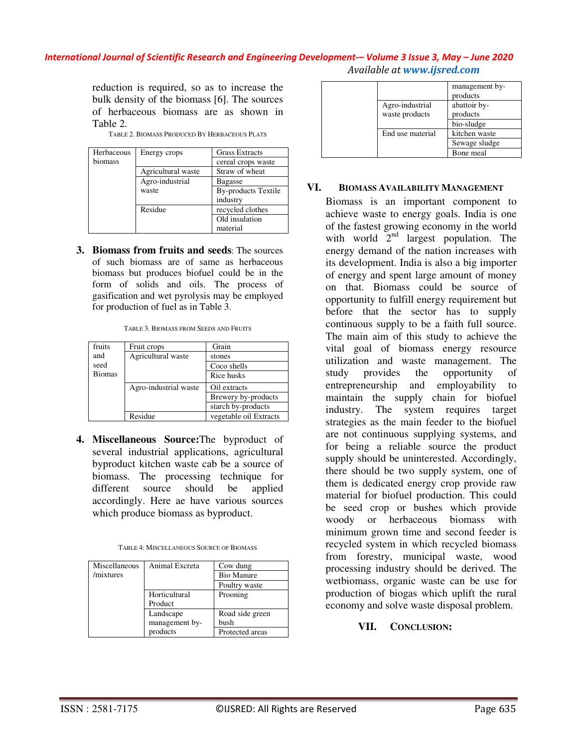reduction is required, so as to increase the bulk density of the biomass [6]. The sources of herbaceous biomass are as shown in Table 2.

TABLE 2. BIOMASS PRODUCED BY HERBACEOUS PLATS

| Herbaceous biomass | Energy crops | Grass Extracts |
|---|---|---|
| | | cereal crops waste |
| | Agricultural waste | Straw of wheat |
| | Agro-industrial waste | Bagasse |
| | | By-products Textile industry |
| | Residue | recycled clothes |
| | | Old insulation material |

3. **Biomass from fruits and seeds**: The sources of such biomass are of same as herbaceous biomass but produces biofuel could be in the form of solids and oils. The process of gasification and wet pyrolysis may be employed for production of fuel as in Table 3.

TABLE 3. BIOMASS FROM SEEDS AND FRUITS

| fruits and seed Biomas | Fruit crops | Grain |
|---|---|---|
| | Agricultural waste | stones |
| | | Coco shells |
| | | Rice husks |
| | Agro-industrial waste | Oil extracts |
| | | Brewery by-products |
| | | starch by-products |
| | Residue | vegetable oil Extracts |

4. **Miscellaneous Source:**The byproduct of several industrial applications, agricultural byproduct kitchen waste cab be a source of biomass. The processing technique for different source should be applied accordingly. Here ae have various sources which produce biomass as byproduct.

TABLE 4: MISCELLANEOUS SOURCE OF BIOMASS

| Miscellaneous /mixtures | Animal Excreta | Cow dung |
|---|---|---|
| | | Bio Manure |
| | | Poultry waste |
| | Horticultural Product | Prooning |
| | Landscape management by-products | Road side green bush |
| | | Protected areas |
| | | management by-products |
| | Agro-industrial waste products | abattoir by-products |
| | | bio-sludge |
| | End use material | kitchen waste |
| | | Sewage sludge |
| | | Bone meal |

## VI. BIOMASS AVAILABILITY MANAGEMENT

Biomass is an important component to achieve waste to energy goals. India is one of the fastest growing economy in the world with world 2nd largest population. The energy demand of the nation increases with its development. India is also a big importer of energy and spent large amount of money on that. Biomass could be source of opportunity to fulfill energy requirement but before that the sector has to supply continuous supply to be a faith full source. The main aim of this study to achieve the vital goal of biomass energy resource utilization and waste management. The study provides the opportunity of entrepreneurship and employability to maintain the supply chain for biofuel industry. The system requires target strategies as the main feeder to the biofuel are not continuous supplying systems, and for being a reliable source the product supply should be uninterested. Accordingly, there should be two supply system, one of them is dedicated energy crop provide raw material for biofuel production. This could be seed crop or bushes which provide woody or herbaceous biomass with minimum grown time and second feeder is recycled system in which recycled biomass from forestry, municipal waste, wood processing industry should be derived. The wetbiomass, organic waste can be use for production of biogas which uplift the rural economy and solve waste disposal problem.

## VII. CONCLUSION: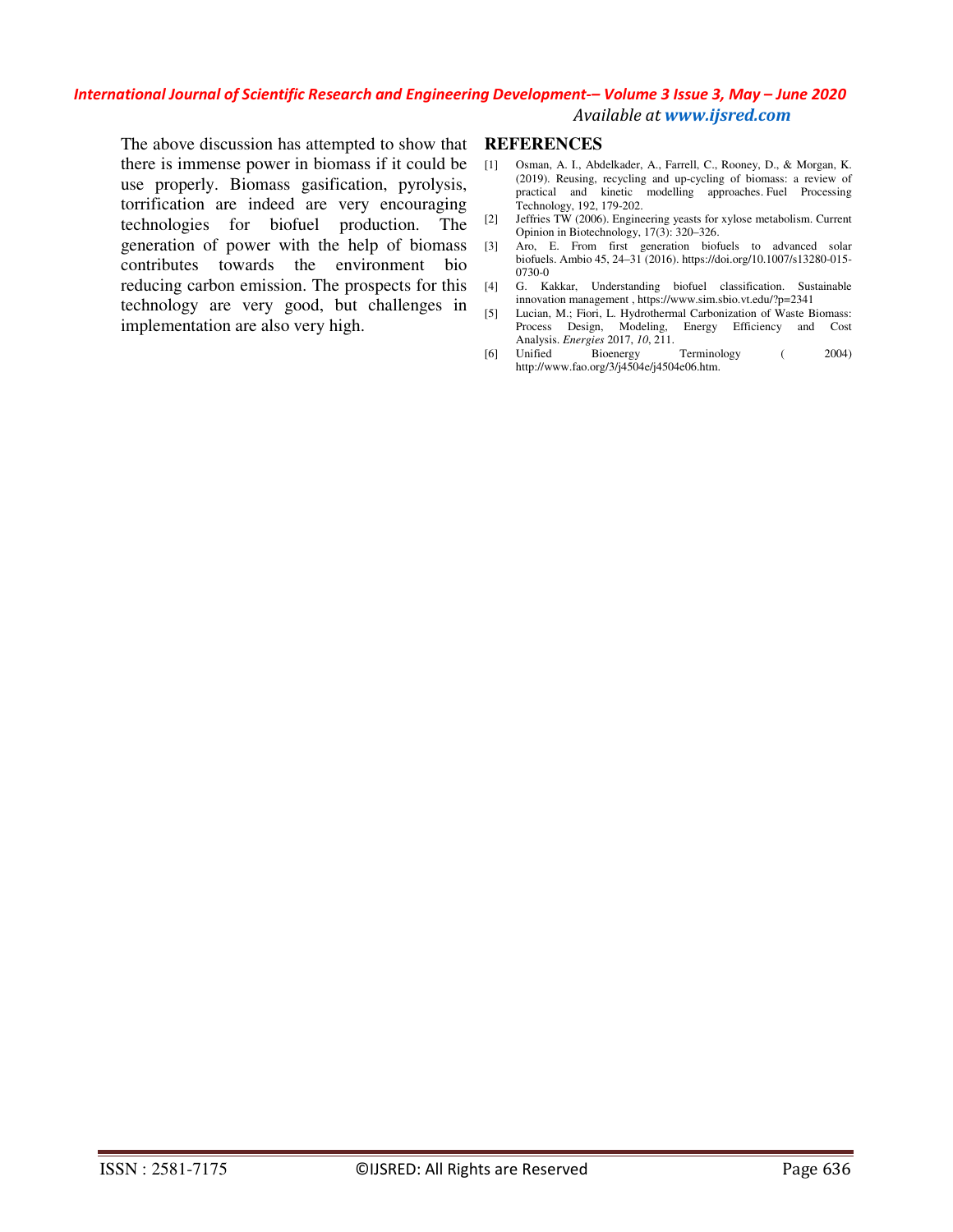The above discussion has attempted to show that there is immense power in biomass if it could be use properly. Biomass gasification, pyrolysis, torrification are indeed are very encouraging technologies for biofuel production. The generation of power with the help of biomass contributes towards the environment bio reducing carbon emission. The prospects for this technology are very good, but challenges in implementation are also very high.

## REFERENCES

[1] Osman, A. I., Abdelkader, A., Farrell, C., Rooney, D., & Morgan, K. (2019). Reusing, recycling and up-cycling of biomass: a review of practical and kinetic modelling approaches. Fuel Processing Technology, 192, 179-202.

[2] Jeffries TW (2006). Engineering yeasts for xylose metabolism. Current Opinion in Biotechnology, 17(3): 320–326.

[3] Aro, E. From first generation biofuels to advanced solar biofuels. Ambio 45, 24–31 (2016). https://doi.org/10.1007/s13280-015-0730-0

[4] G. Kakkar, Understanding biofuel classification. Sustainable innovation management , https://www.sim.sbio.vt.edu/?p=2341

[5] Lucian, M.; Fiori, L. Hydrothermal Carbonization of Waste Biomass: Process Design, Modeling, Energy Efficiency and Cost Analysis. *Energies* 2017, *10*, 211.

[6] Unified Bioenergy Terminology ( 2004) http://www.fao.org/3/j4504e/j4504e06.htm.